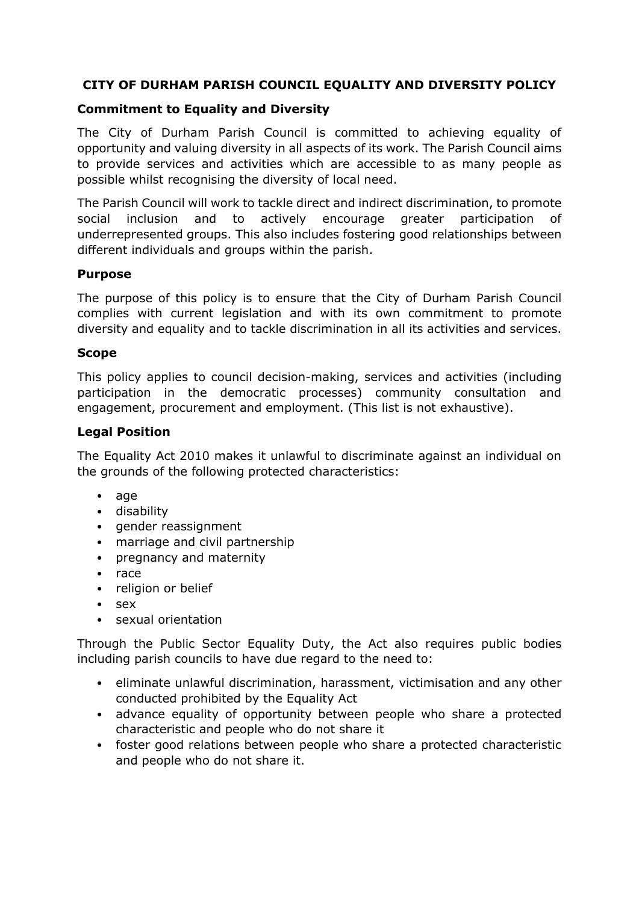# CITY OF DURHAM PARISH COUNCIL EQUALITY AND DIVERSITY POLICY

## Commitment to Equality and Diversity

The City of Durham Parish Council is committed to achieving equality of opportunity and valuing diversity in all aspects of its work. The Parish Council aims to provide services and activities which are accessible to as many people as possible whilst recognising the diversity of local need.

The Parish Council will work to tackle direct and indirect discrimination, to promote social inclusion and to actively encourage greater participation of underrepresented groups. This also includes fostering good relationships between different individuals and groups within the parish.

## Purpose

The purpose of this policy is to ensure that the City of Durham Parish Council complies with current legislation and with its own commitment to promote diversity and equality and to tackle discrimination in all its activities and services.

## Scope

This policy applies to council decision-making, services and activities (including participation in the democratic processes) community consultation and engagement, procurement and employment. (This list is not exhaustive).

## Legal Position

The Equality Act 2010 makes it unlawful to discriminate against an individual on the grounds of the following protected characteristics:

- age
- disability
- gender reassignment
- marriage and civil partnership
- pregnancy and maternity
- race
- religion or belief
- sex
- sexual orientation

Through the Public Sector Equality Duty, the Act also requires public bodies including parish councils to have due regard to the need to:

- eliminate unlawful discrimination, harassment, victimisation and any other conducted prohibited by the Equality Act
- advance equality of opportunity between people who share a protected characteristic and people who do not share it
- foster good relations between people who share a protected characteristic and people who do not share it.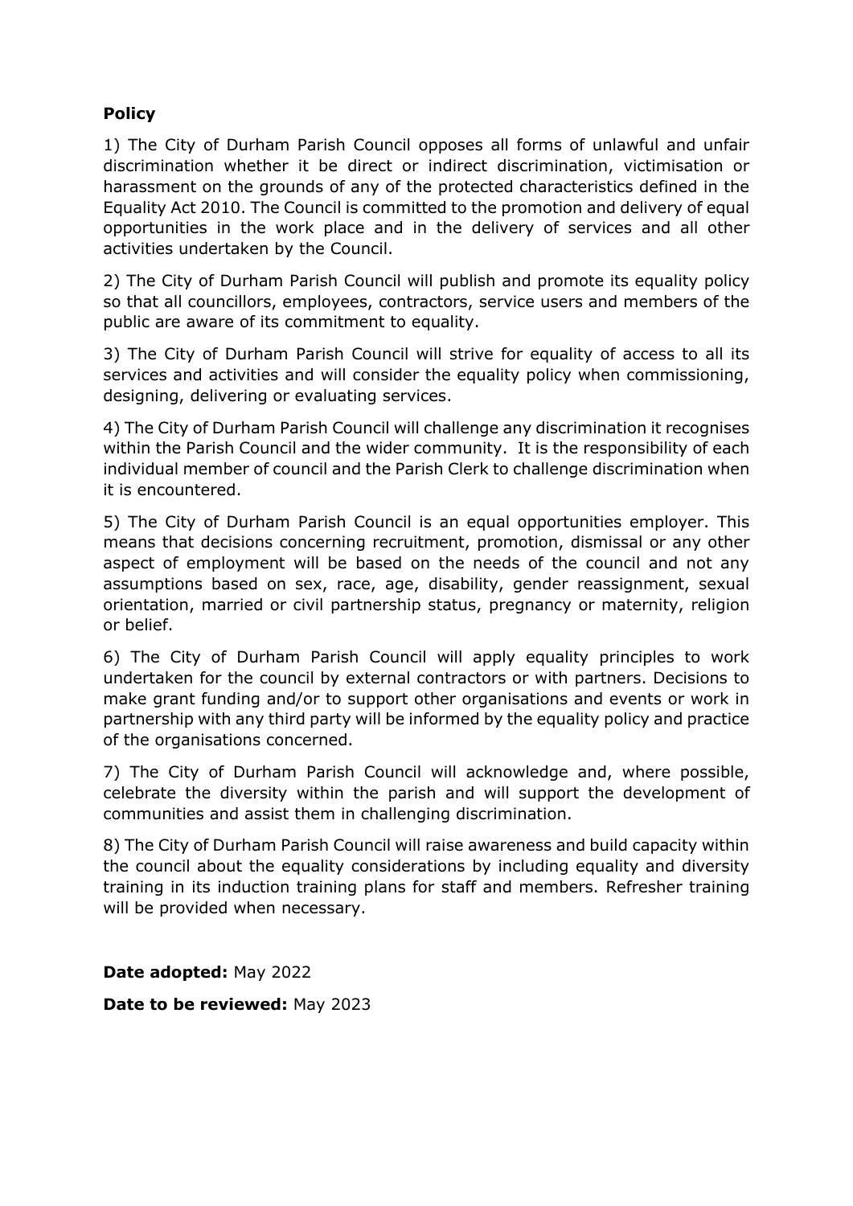**Policy**

1) The City of Durham Parish Council opposes all forms of unlawful and unfair discrimination whether it be direct or indirect discrimination, victimisation or harassment on the grounds of any of the protected characteristics defined in the Equality Act 2010. The Council is committed to the promotion and delivery of equal opportunities in the work place and in the delivery of services and all other activities undertaken by the Council.

2) The City of Durham Parish Council will publish and promote its equality policy so that all councillors, employees, contractors, service users and members of the public are aware of its commitment to equality.

3) The City of Durham Parish Council will strive for equality of access to all its services and activities and will consider the equality policy when commissioning, designing, delivering or evaluating services.

4) The City of Durham Parish Council will challenge any discrimination it recognises within the Parish Council and the wider community. It is the responsibility of each individual member of council and the Parish Clerk to challenge discrimination when it is encountered.

5) The City of Durham Parish Council is an equal opportunities employer. This means that decisions concerning recruitment, promotion, dismissal or any other aspect of employment will be based on the needs of the council and not any assumptions based on sex, race, age, disability, gender reassignment, sexual orientation, married or civil partnership status, pregnancy or maternity, religion or belief.

6) The City of Durham Parish Council will apply equality principles to work undertaken for the council by external contractors or with partners. Decisions to make grant funding and/or to support other organisations and events or work in partnership with any third party will be informed by the equality policy and practice of the organisations concerned.

7) The City of Durham Parish Council will acknowledge and, where possible, celebrate the diversity within the parish and will support the development of communities and assist them in challenging discrimination.

8) The City of Durham Parish Council will raise awareness and build capacity within the council about the equality considerations by including equality and diversity training in its induction training plans for staff and members. Refresher training will be provided when necessary.

**Date adopted:** May 2022

**Date to be reviewed:** May 2023